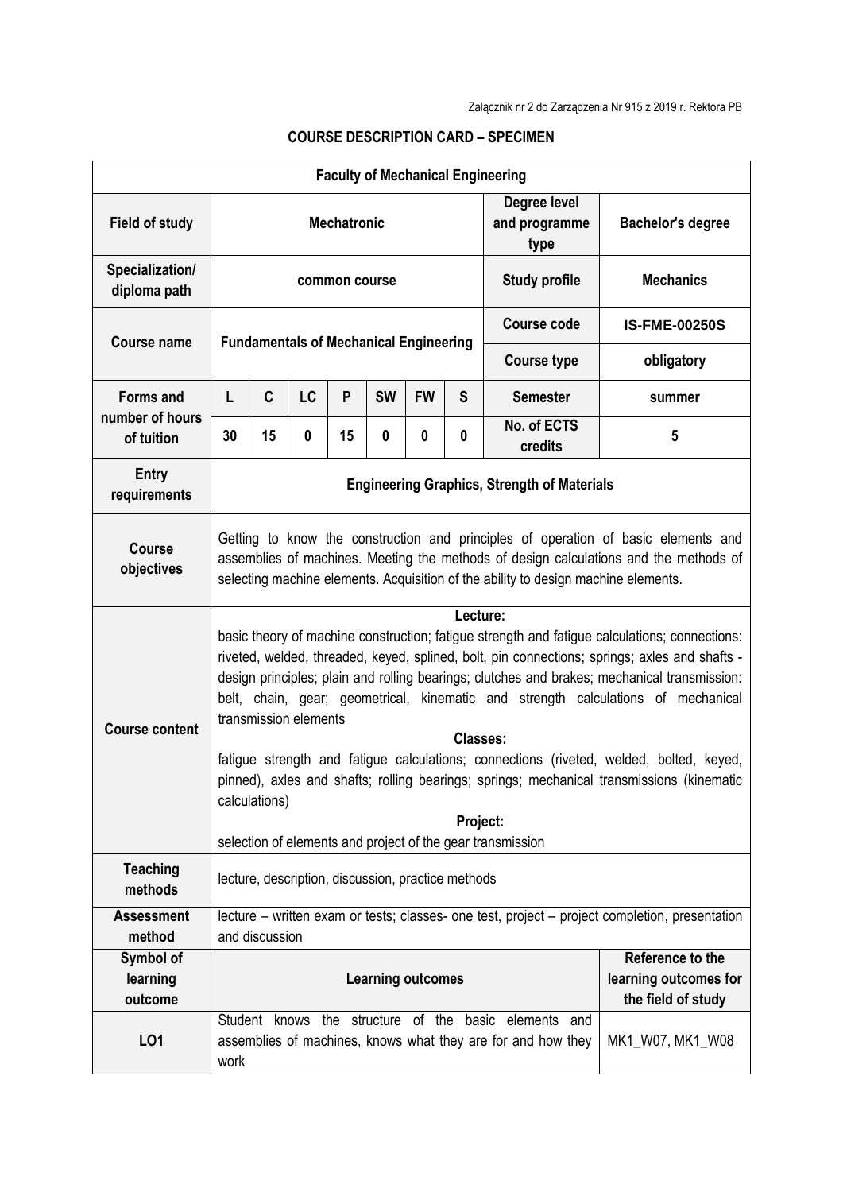Załącznik nr 2 do Zarządzenia Nr 915 z 2019 r. Rektora PB

## COURSE DESCRIPTION CARD – SPECIMEN

| Faculty of Mechanical Engineering | | | | | | | | | |
|---|---|---|---|---|---|---|---|---|---|
| **Field of study** | **Mechatronic** | | | | | | | **Degree level and programme type** | **Bachelor's degree** |
| **Specialization/ diploma path** | **common course** | | | | | | | **Study profile** | **Mechanics** |
| **Course name** | **Fundamentals of Mechanical Engineering** | | | | | | | **Course code** | **IS-FME-00250S** |
| | | | | | | | | **Course type** | **obligatory** |
| **Forms and number of hours of tuition** | **L** | **C** | **LC** | **P** | **SW** | **FW** | **S** | **Semester** | **summer** |
| | **30** | **15** | **0** | **15** | **0** | **0** | **0** | **No. of ECTS credits** | **5** |
| **Entry requirements** | **Engineering Graphics, Strength of Materials** | | | | | | | | |
| **Course objectives** | Getting to know the construction and principles of operation of basic elements and assemblies of machines. Meeting the methods of design calculations and the methods of selecting machine elements. Acquisition of the ability to design machine elements. | | | | | | | | |
| **Course content** | **Lecture:** basic theory of machine construction; fatigue strength and fatigue calculations; connections: riveted, welded, threaded, keyed, splined, bolt, pin connections; springs; axles and shafts - design principles; plain and rolling bearings; clutches and brakes; mechanical transmission: belt, chain, gear; geometrical, kinematic and strength calculations of mechanical transmission elements **Classes:** fatigue strength and fatigue calculations; connections (riveted, welded, bolted, keyed, pinned), axles and shafts; rolling bearings; springs; mechanical transmissions (kinematic calculations) **Project:** selection of elements and project of the gear transmission | | | | | | | | |
| **Teaching methods** | lecture, description, discussion, practice methods | | | | | | | | |
| **Assessment method** | lecture – written exam or tests; classes- one test, project – project completion, presentation and discussion | | | | | | | | |
| **Symbol of learning outcome** | **Learning outcomes** | | | | | | | | **Reference to the learning outcomes for the field of study** |
| **LO1** | Student knows the structure of the basic elements and assemblies of machines, knows what they are for and how they work | | | | | | | | MK1_W07, MK1_W08 |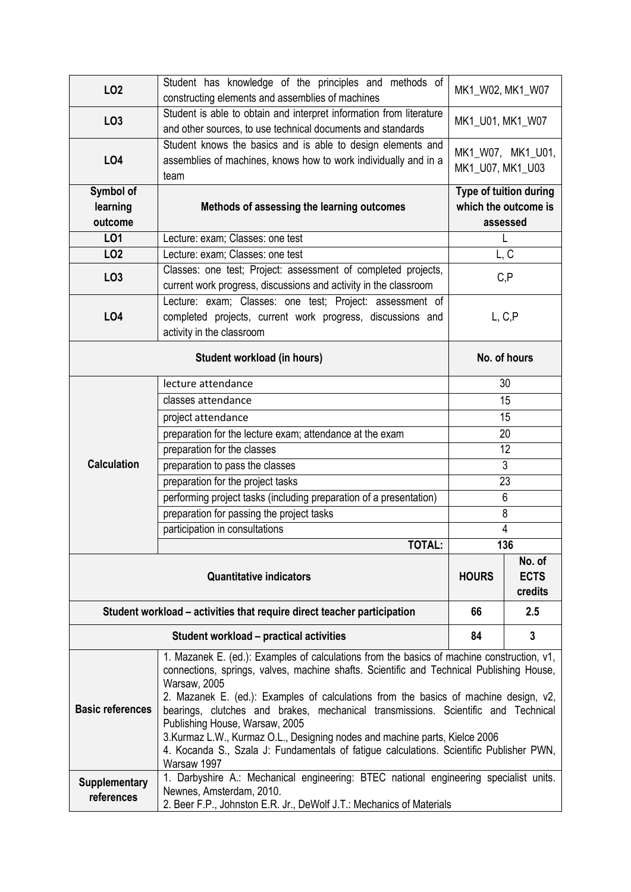| | | |
|---|---|---|
| **LO2** | Student has knowledge of the principles and methods of constructing elements and assemblies of machines | MK1_W02, MK1_W07 |
| **LO3** | Student is able to obtain and interpret information from literature and other sources, to use technical documents and standards | MK1_U01, MK1_W07 |
| **LO4** | Student knows the basics and is able to design elements and assemblies of machines, knows how to work individually and in a team | MK1_W07, MK1_U01, MK1_U07, MK1_U03 |

| Symbol of learning outcome | Methods of assessing the learning outcomes | Type of tuition during which the outcome is assessed |
|---|---|---|
| **LO1** | Lecture: exam; Classes: one test | L |
| **LO2** | Lecture: exam; Classes: one test | L, C |
| **LO3** | Classes: one test; Project: assessment of completed projects, current work progress, discussions and activity in the classroom | C,P |
| **LO4** | Lecture: exam; Classes: one test; Project: assessment of completed projects, current work progress, discussions and activity in the classroom | L, C,P |

| Student workload (in hours) | | No. of hours |
|---|---|---|
| **Calculation** | lecture attendance | 30 |
| | classes attendance | 15 |
| | project attendance | 15 |
| | preparation for the lecture exam; attendance at the exam | 20 |
| | preparation for the classes | 12 |
| | preparation to pass the classes | 3 |
| | preparation for the project tasks | 23 |
| | performing project tasks (including preparation of a presentation) | 6 |
| | preparation for passing the project tasks | 8 |
| | participation in consultations | 4 |
| | **TOTAL:** | **136** |

| Quantitative indicators | HOURS | No. of ECTS credits |
|---|---|---|
| **Student workload – activities that require direct teacher participation** | **66** | **2.5** |
| **Student workload – practical activities** | **84** | **3** |

| | |
|---|---|
| **Basic references** | 1. Mazanek E. (ed.): Examples of calculations from the basics of machine construction, v1, connections, springs, valves, machine shafts. Scientific and Technical Publishing House, Warsaw, 2005<br>2. Mazanek E. (ed.): Examples of calculations from the basics of machine design, v2, bearings, clutches and brakes, mechanical transmissions. Scientific and Technical Publishing House, Warsaw, 2005<br>3.Kurmaz L.W., Kurmaz O.L., Designing nodes and machine parts, Kielce 2006<br>4. Kocanda S., Szala J: Fundamentals of fatigue calculations. Scientific Publisher PWN, Warsaw 1997 |
| **Supplementary references** | 1. Darbyshire A.: Mechanical engineering: BTEC national engineering specialist units. Newnes, Amsterdam, 2010.<br>2. Beer F.P., Johnston E.R. Jr., DeWolf J.T.: Mechanics of Materials |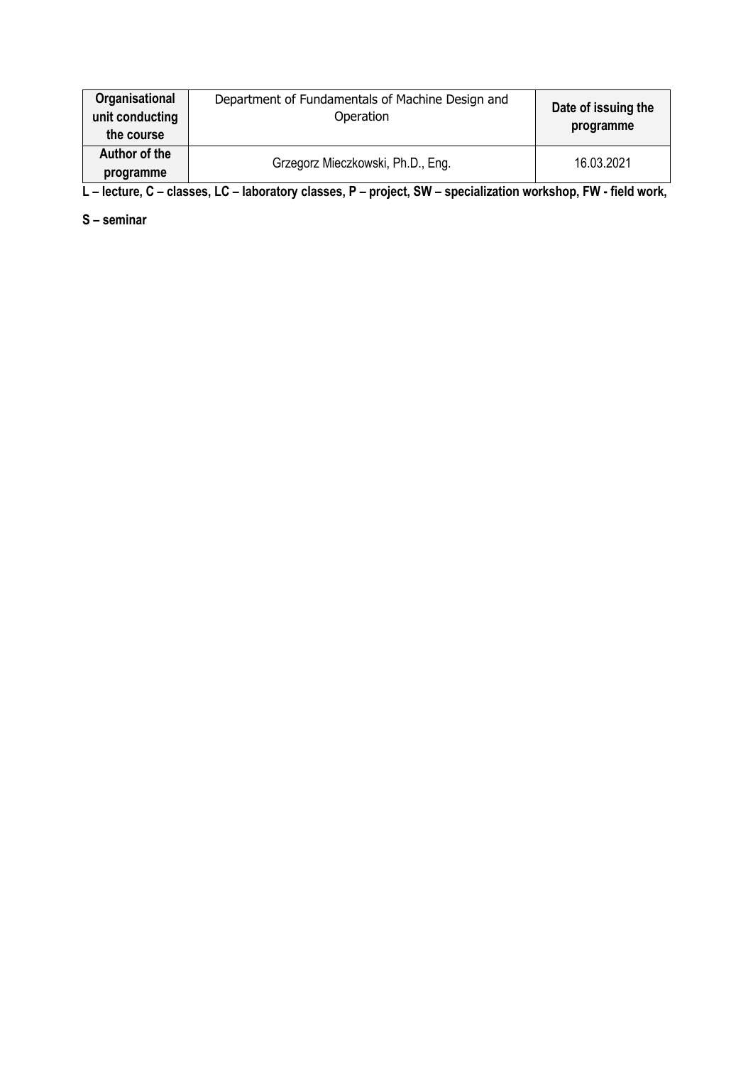| | | | |
|---|---|---|---|
| **Organisational unit conducting the course** | Department of Fundamentals of Machine Design and Operation | **Date of issuing the programme** | |
| **Author of the programme** | Grzegorz Mieczkowski, Ph.D., Eng. | 16.03.2021 | |

**L – lecture, C – classes, LC – laboratory classes, P – project, SW – specialization workshop, FW - field work,**

**S – seminar**